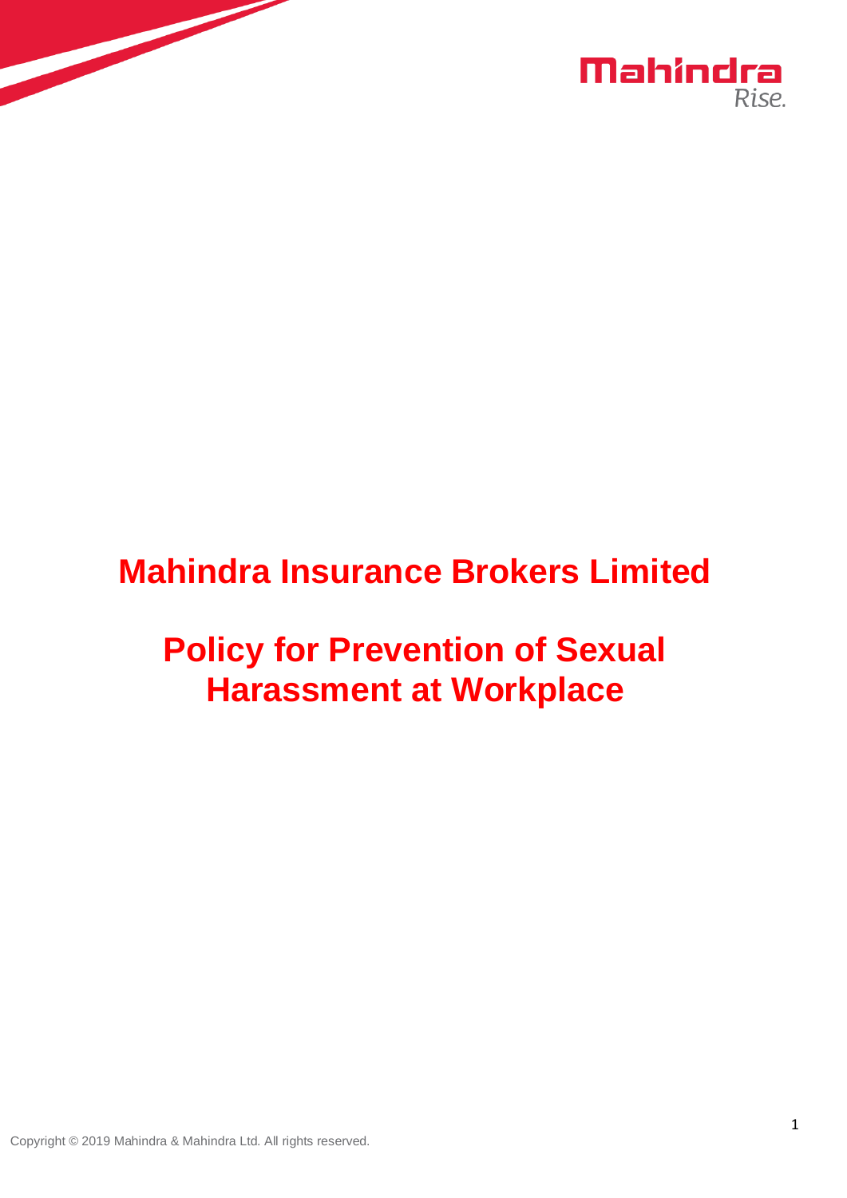# Mahindra Insurance Brokers Limited

# Policy for Prevention of Sexual Harassment at Workplace

Copyright © 2019 Mahindra & Mahindra Ltd. All rights reserved.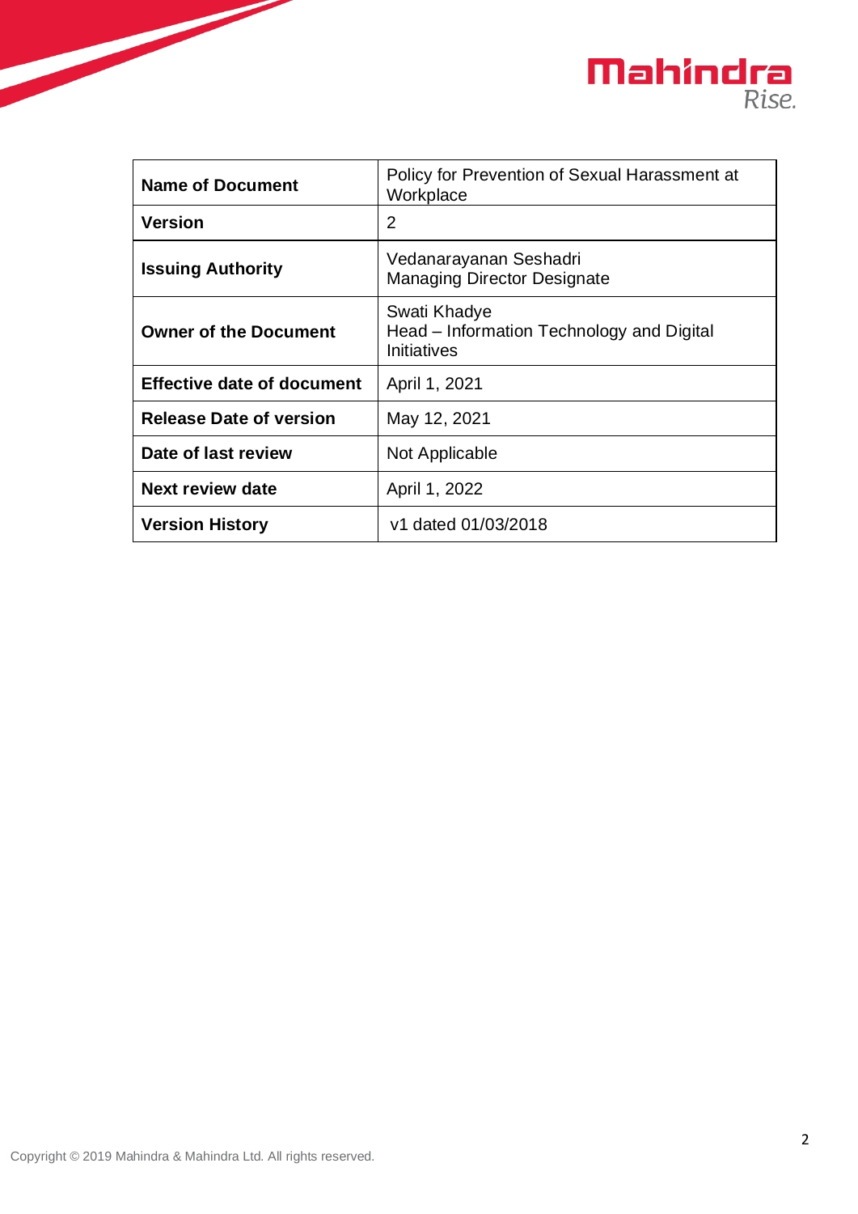| Name of Document | Policy for Prevention of Sexual Harassment at Workplace |
|---|---|
| Version | 2 |
| Issuing Authority | Vedanarayanan Seshadri<br>Managing Director Designate |
| Owner of the Document | Swati Khadye<br>Head – Information Technology and Digital Initiatives |
| Effective date of document | April 1, 2021 |
| Release Date of version | May 12, 2021 |
| Date of last review | Not Applicable |
| Next review date | April 1, 2022 |
| Version History | v1 dated 01/03/2018 |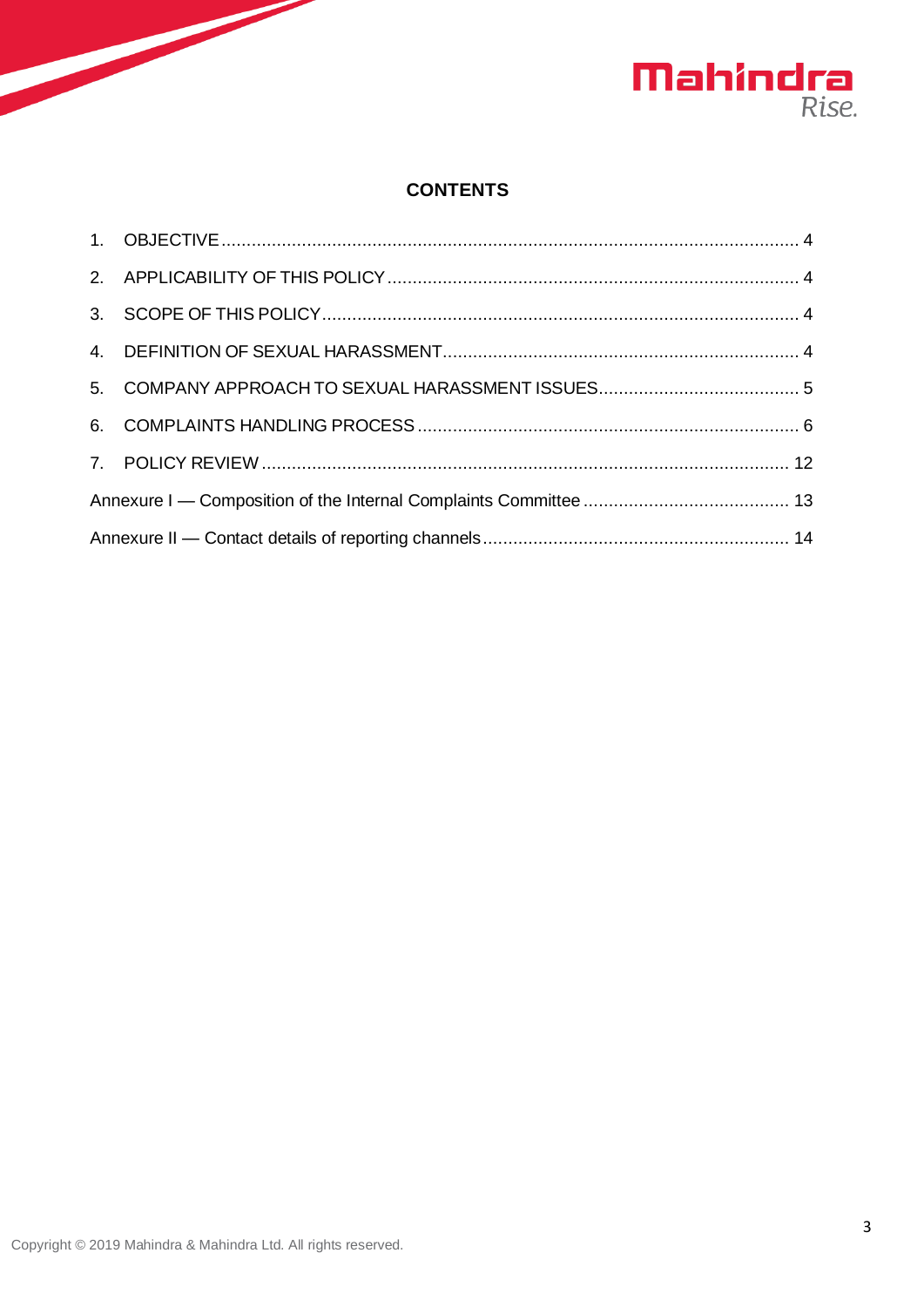## CONTENTS

1. OBJECTIVE ........ 4
2. APPLICABILITY OF THIS POLICY ........ 4
3. SCOPE OF THIS POLICY ........ 4
4. DEFINITION OF SEXUAL HARASSMENT ........ 4
5. COMPANY APPROACH TO SEXUAL HARASSMENT ISSUES ........ 5
6. COMPLAINTS HANDLING PROCESS ........ 6
7. POLICY REVIEW ........ 12

Annexure I — Composition of the Internal Complaints Committee ........ 13

Annexure II — Contact details of reporting channels ........ 14

Copyright © 2019 Mahindra & Mahindra Ltd. All rights reserved.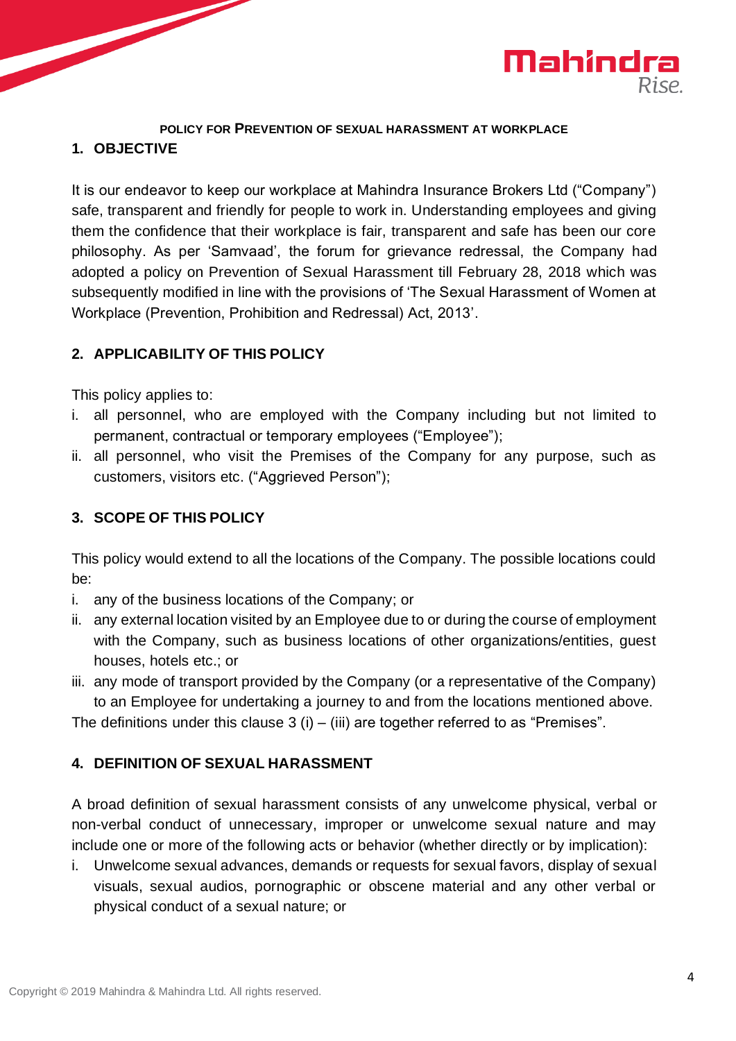**POLICY FOR PREVENTION OF SEXUAL HARASSMENT AT WORKPLACE**

## 1. OBJECTIVE

It is our endeavor to keep our workplace at Mahindra Insurance Brokers Ltd ("Company") safe, transparent and friendly for people to work in. Understanding employees and giving them the confidence that their workplace is fair, transparent and safe has been our core philosophy. As per 'Samvaad', the forum for grievance redressal, the Company had adopted a policy on Prevention of Sexual Harassment till February 28, 2018 which was subsequently modified in line with the provisions of 'The Sexual Harassment of Women at Workplace (Prevention, Prohibition and Redressal) Act, 2013'.

## 2. APPLICABILITY OF THIS POLICY

This policy applies to:

i. all personnel, who are employed with the Company including but not limited to permanent, contractual or temporary employees ("Employee");
ii. all personnel, who visit the Premises of the Company for any purpose, such as customers, visitors etc. ("Aggrieved Person");

## 3. SCOPE OF THIS POLICY

This policy would extend to all the locations of the Company. The possible locations could be:

i. any of the business locations of the Company; or
ii. any external location visited by an Employee due to or during the course of employment with the Company, such as business locations of other organizations/entities, guest houses, hotels etc.; or
iii. any mode of transport provided by the Company (or a representative of the Company) to an Employee for undertaking a journey to and from the locations mentioned above.

The definitions under this clause 3 (i) – (iii) are together referred to as "Premises".

## 4. DEFINITION OF SEXUAL HARASSMENT

A broad definition of sexual harassment consists of any unwelcome physical, verbal or non-verbal conduct of unnecessary, improper or unwelcome sexual nature and may include one or more of the following acts or behavior (whether directly or by implication):

i. Unwelcome sexual advances, demands or requests for sexual favors, display of sexual visuals, sexual audios, pornographic or obscene material and any other verbal or physical conduct of a sexual nature; or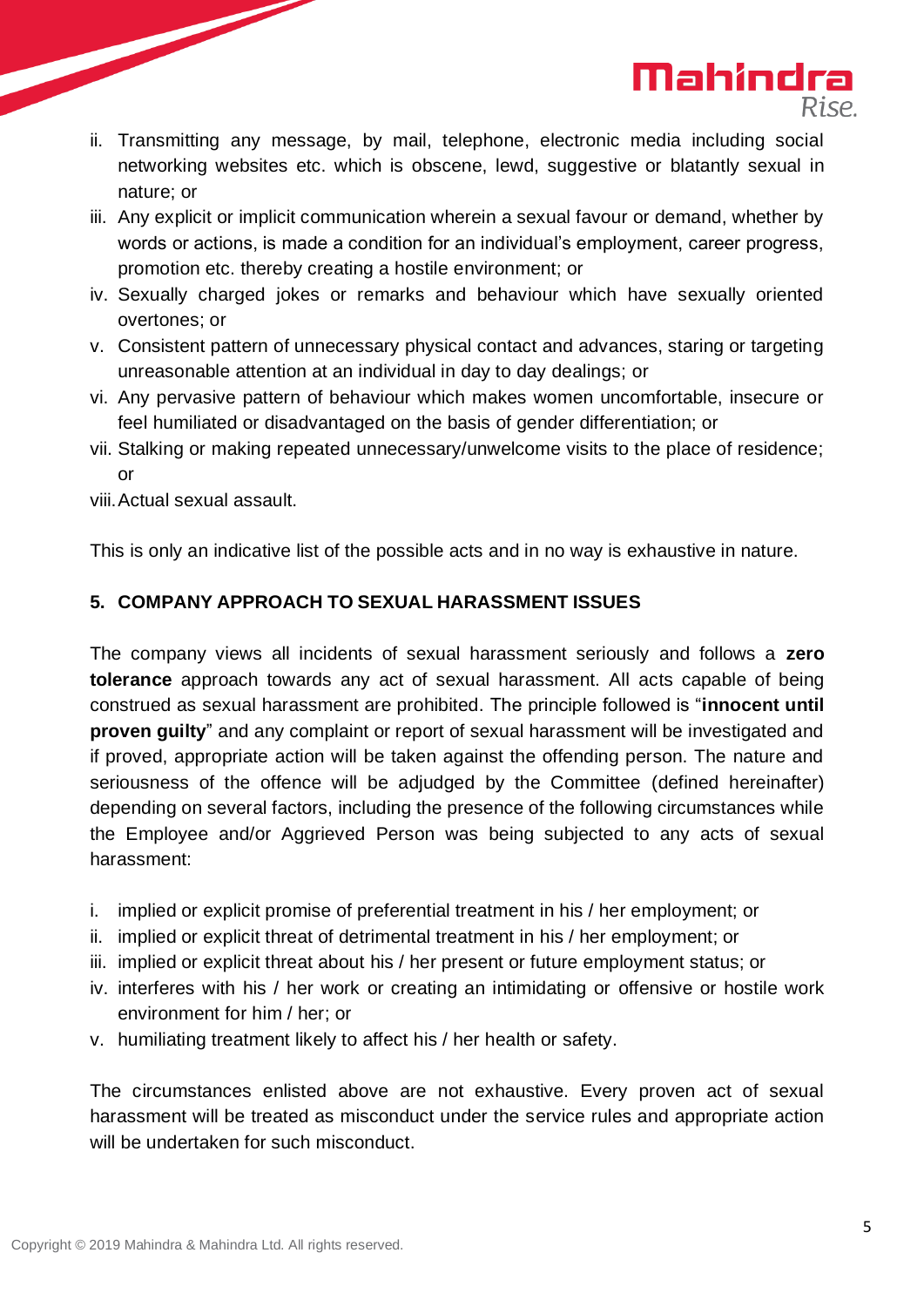ii. Transmitting any message, by mail, telephone, electronic media including social networking websites etc. which is obscene, lewd, suggestive or blatantly sexual in nature; or
iii. Any explicit or implicit communication wherein a sexual favour or demand, whether by words or actions, is made a condition for an individual's employment, career progress, promotion etc. thereby creating a hostile environment; or
iv. Sexually charged jokes or remarks and behaviour which have sexually oriented overtones; or
v. Consistent pattern of unnecessary physical contact and advances, staring or targeting unreasonable attention at an individual in day to day dealings; or
vi. Any pervasive pattern of behaviour which makes women uncomfortable, insecure or feel humiliated or disadvantaged on the basis of gender differentiation; or
vii. Stalking or making repeated unnecessary/unwelcome visits to the place of residence; or
viii. Actual sexual assault.

This is only an indicative list of the possible acts and in no way is exhaustive in nature.

## 5. COMPANY APPROACH TO SEXUAL HARASSMENT ISSUES

The company views all incidents of sexual harassment seriously and follows a **zero tolerance** approach towards any act of sexual harassment. All acts capable of being construed as sexual harassment are prohibited. The principle followed is "**innocent until proven guilty**" and any complaint or report of sexual harassment will be investigated and if proved, appropriate action will be taken against the offending person. The nature and seriousness of the offence will be adjudged by the Committee (defined hereinafter) depending on several factors, including the presence of the following circumstances while the Employee and/or Aggrieved Person was being subjected to any acts of sexual harassment:

i. implied or explicit promise of preferential treatment in his / her employment; or
ii. implied or explicit threat of detrimental treatment in his / her employment; or
iii. implied or explicit threat about his / her present or future employment status; or
iv. interferes with his / her work or creating an intimidating or offensive or hostile work environment for him / her; or
v. humiliating treatment likely to affect his / her health or safety.

The circumstances enlisted above are not exhaustive. Every proven act of sexual harassment will be treated as misconduct under the service rules and appropriate action will be undertaken for such misconduct.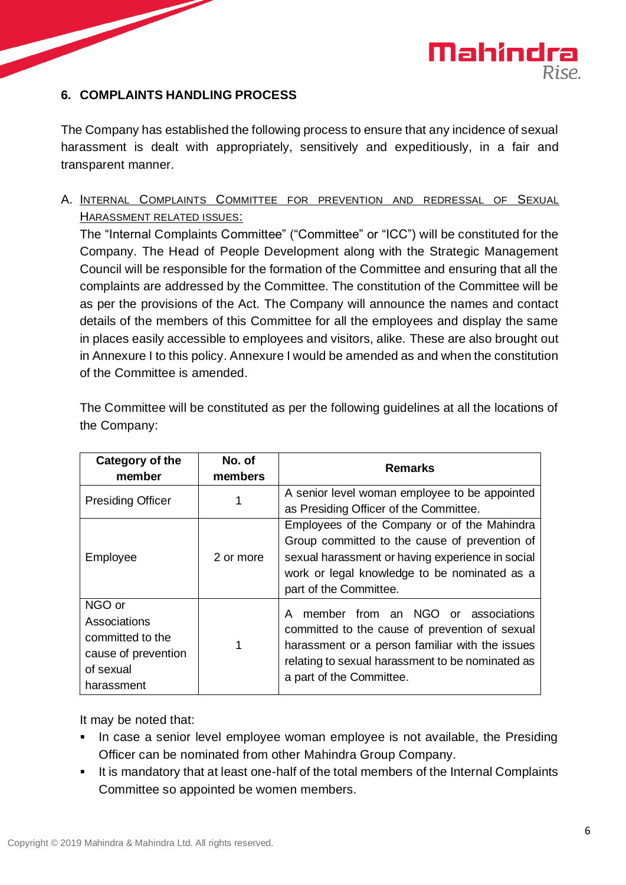## 6. COMPLAINTS HANDLING PROCESS

The Company has established the following process to ensure that any incidence of sexual harassment is dealt with appropriately, sensitively and expeditiously, in a fair and transparent manner.

A. INTERNAL COMPLAINTS COMMITTEE FOR PREVENTION AND REDRESSAL OF SEXUAL HARASSMENT RELATED ISSUES:

The "Internal Complaints Committee" ("Committee" or "ICC") will be constituted for the Company. The Head of People Development along with the Strategic Management Council will be responsible for the formation of the Committee and ensuring that all the complaints are addressed by the Committee. The constitution of the Committee will be as per the provisions of the Act. The Company will announce the names and contact details of the members of this Committee for all the employees and display the same in places easily accessible to employees and visitors, alike. These are also brought out in Annexure I to this policy. Annexure I would be amended as and when the constitution of the Committee is amended.

The Committee will be constituted as per the following guidelines at all the locations of the Company:

| Category of the member | No. of members | Remarks |
|---|---|---|
| Presiding Officer | 1 | A senior level woman employee to be appointed as Presiding Officer of the Committee. |
| Employee | 2 or more | Employees of the Company or of the Mahindra Group committed to the cause of prevention of sexual harassment or having experience in social work or legal knowledge to be nominated as a part of the Committee. |
| NGO or Associations committed to the cause of prevention of sexual harassment | 1 | A member from an NGO or associations committed to the cause of prevention of sexual harassment or a person familiar with the issues relating to sexual harassment to be nominated as a part of the Committee. |

It may be noted that:

- In case a senior level employee woman employee is not available, the Presiding Officer can be nominated from other Mahindra Group Company.
- It is mandatory that at least one-half of the total members of the Internal Complaints Committee so appointed be women members.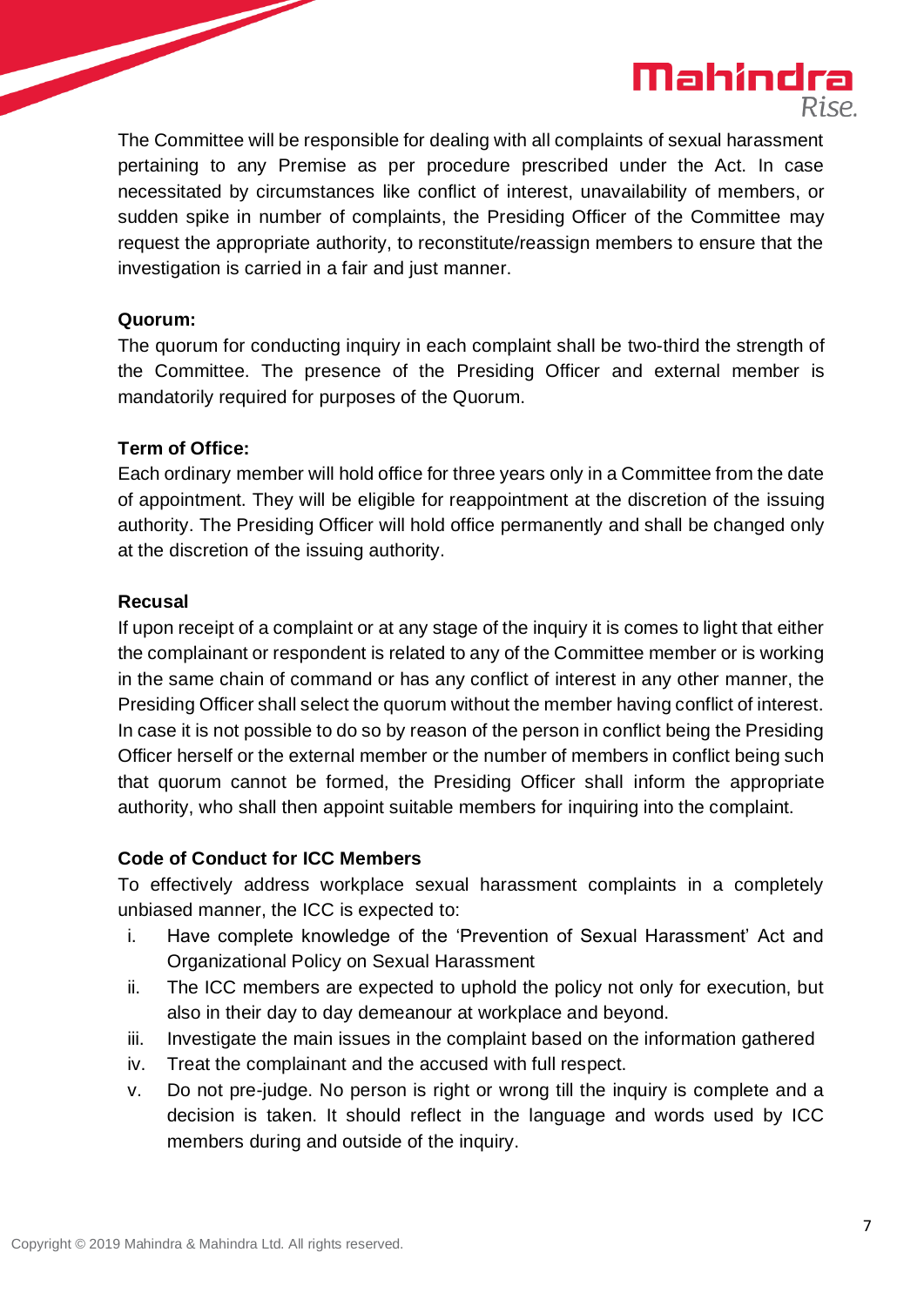The Committee will be responsible for dealing with all complaints of sexual harassment pertaining to any Premise as per procedure prescribed under the Act. In case necessitated by circumstances like conflict of interest, unavailability of members, or sudden spike in number of complaints, the Presiding Officer of the Committee may request the appropriate authority, to reconstitute/reassign members to ensure that the investigation is carried in a fair and just manner.

**Quorum:**
The quorum for conducting inquiry in each complaint shall be two-third the strength of the Committee. The presence of the Presiding Officer and external member is mandatorily required for purposes of the Quorum.

**Term of Office:**
Each ordinary member will hold office for three years only in a Committee from the date of appointment. They will be eligible for reappointment at the discretion of the issuing authority. The Presiding Officer will hold office permanently and shall be changed only at the discretion of the issuing authority.

**Recusal**
If upon receipt of a complaint or at any stage of the inquiry it is comes to light that either the complainant or respondent is related to any of the Committee member or is working in the same chain of command or has any conflict of interest in any other manner, the Presiding Officer shall select the quorum without the member having conflict of interest. In case it is not possible to do so by reason of the person in conflict being the Presiding Officer herself or the external member or the number of members in conflict being such that quorum cannot be formed, the Presiding Officer shall inform the appropriate authority, who shall then appoint suitable members for inquiring into the complaint.

**Code of Conduct for ICC Members**
To effectively address workplace sexual harassment complaints in a completely unbiased manner, the ICC is expected to:

i. Have complete knowledge of the 'Prevention of Sexual Harassment' Act and Organizational Policy on Sexual Harassment
ii. The ICC members are expected to uphold the policy not only for execution, but also in their day to day demeanour at workplace and beyond.
iii. Investigate the main issues in the complaint based on the information gathered
iv. Treat the complainant and the accused with full respect.
v. Do not pre-judge. No person is right or wrong till the inquiry is complete and a decision is taken. It should reflect in the language and words used by ICC members during and outside of the inquiry.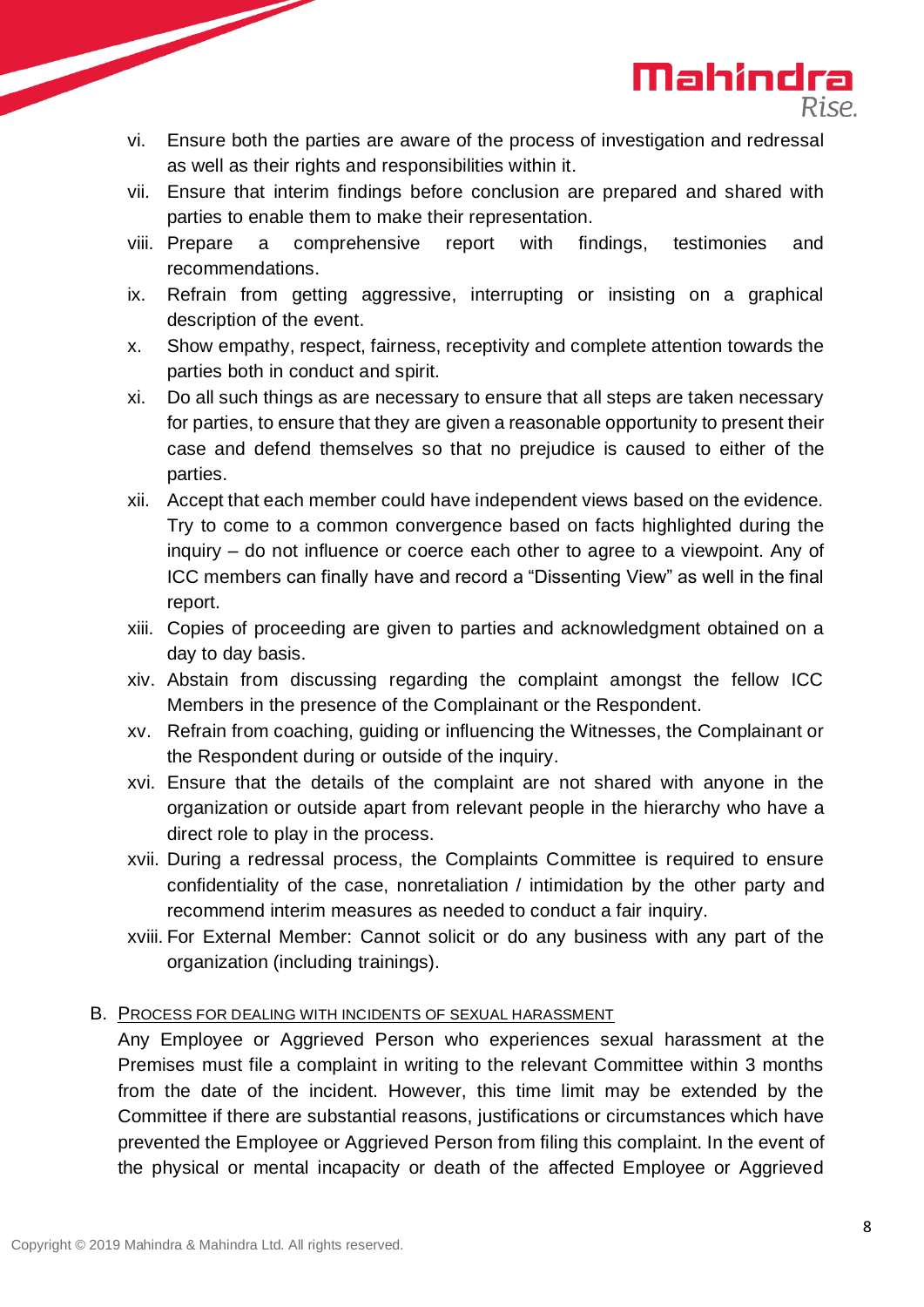vi. Ensure both the parties are aware of the process of investigation and redressal as well as their rights and responsibilities within it.

vii. Ensure that interim findings before conclusion are prepared and shared with parties to enable them to make their representation.

viii. Prepare a comprehensive report with findings, testimonies and recommendations.

ix. Refrain from getting aggressive, interrupting or insisting on a graphical description of the event.

x. Show empathy, respect, fairness, receptivity and complete attention towards the parties both in conduct and spirit.

xi. Do all such things as are necessary to ensure that all steps are taken necessary for parties, to ensure that they are given a reasonable opportunity to present their case and defend themselves so that no prejudice is caused to either of the parties.

xii. Accept that each member could have independent views based on the evidence. Try to come to a common convergence based on facts highlighted during the inquiry – do not influence or coerce each other to agree to a viewpoint. Any of ICC members can finally have and record a "Dissenting View" as well in the final report.

xiii. Copies of proceeding are given to parties and acknowledgment obtained on a day to day basis.

xiv. Abstain from discussing regarding the complaint amongst the fellow ICC Members in the presence of the Complainant or the Respondent.

xv. Refrain from coaching, guiding or influencing the Witnesses, the Complainant or the Respondent during or outside of the inquiry.

xvi. Ensure that the details of the complaint are not shared with anyone in the organization or outside apart from relevant people in the hierarchy who have a direct role to play in the process.

xvii. During a redressal process, the Complaints Committee is required to ensure confidentiality of the case, nonretaliation / intimidation by the other party and recommend interim measures as needed to conduct a fair inquiry.

xviii. For External Member: Cannot solicit or do any business with any part of the organization (including trainings).

B. <u>PROCESS FOR DEALING WITH INCIDENTS OF SEXUAL HARASSMENT</u>

Any Employee or Aggrieved Person who experiences sexual harassment at the Premises must file a complaint in writing to the relevant Committee within 3 months from the date of the incident. However, this time limit may be extended by the Committee if there are substantial reasons, justifications or circumstances which have prevented the Employee or Aggrieved Person from filing this complaint. In the event of the physical or mental incapacity or death of the affected Employee or Aggrieved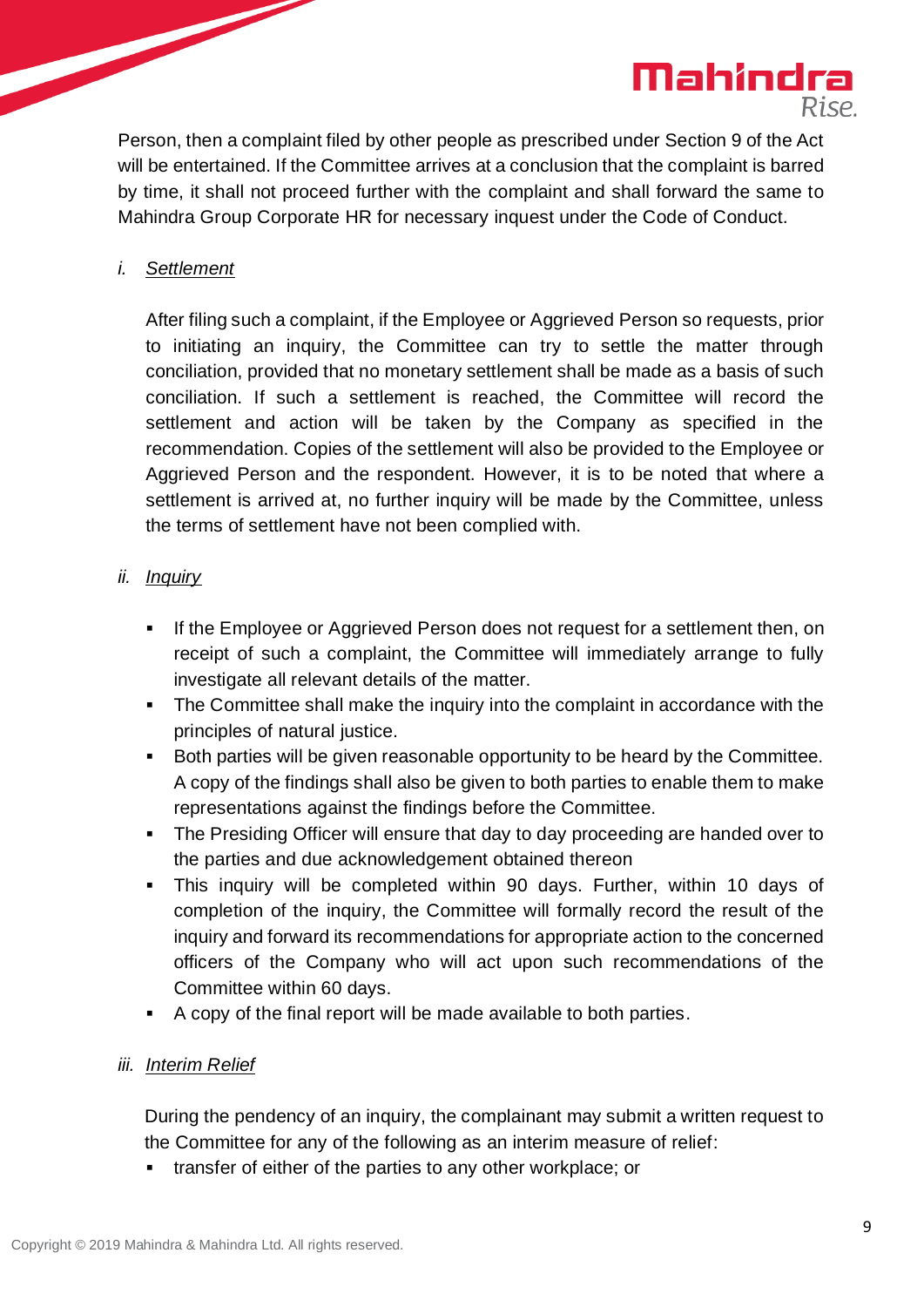Person, then a complaint filed by other people as prescribed under Section 9 of the Act will be entertained. If the Committee arrives at a conclusion that the complaint is barred by time, it shall not proceed further with the complaint and shall forward the same to Mahindra Group Corporate HR for necessary inquest under the Code of Conduct.

*i.* *Settlement*

After filing such a complaint, if the Employee or Aggrieved Person so requests, prior to initiating an inquiry, the Committee can try to settle the matter through conciliation, provided that no monetary settlement shall be made as a basis of such conciliation. If such a settlement is reached, the Committee will record the settlement and action will be taken by the Company as specified in the recommendation. Copies of the settlement will also be provided to the Employee or Aggrieved Person and the respondent. However, it is to be noted that where a settlement is arrived at, no further inquiry will be made by the Committee, unless the terms of settlement have not been complied with.

*ii.* *Inquiry*

- If the Employee or Aggrieved Person does not request for a settlement then, on receipt of such a complaint, the Committee will immediately arrange to fully investigate all relevant details of the matter.
- The Committee shall make the inquiry into the complaint in accordance with the principles of natural justice.
- Both parties will be given reasonable opportunity to be heard by the Committee. A copy of the findings shall also be given to both parties to enable them to make representations against the findings before the Committee.
- The Presiding Officer will ensure that day to day proceeding are handed over to the parties and due acknowledgement obtained thereon
- This inquiry will be completed within 90 days. Further, within 10 days of completion of the inquiry, the Committee will formally record the result of the inquiry and forward its recommendations for appropriate action to the concerned officers of the Company who will act upon such recommendations of the Committee within 60 days.
- A copy of the final report will be made available to both parties.

*iii.* *Interim Relief*

During the pendency of an inquiry, the complainant may submit a written request to the Committee for any of the following as an interim measure of relief:

- transfer of either of the parties to any other workplace; or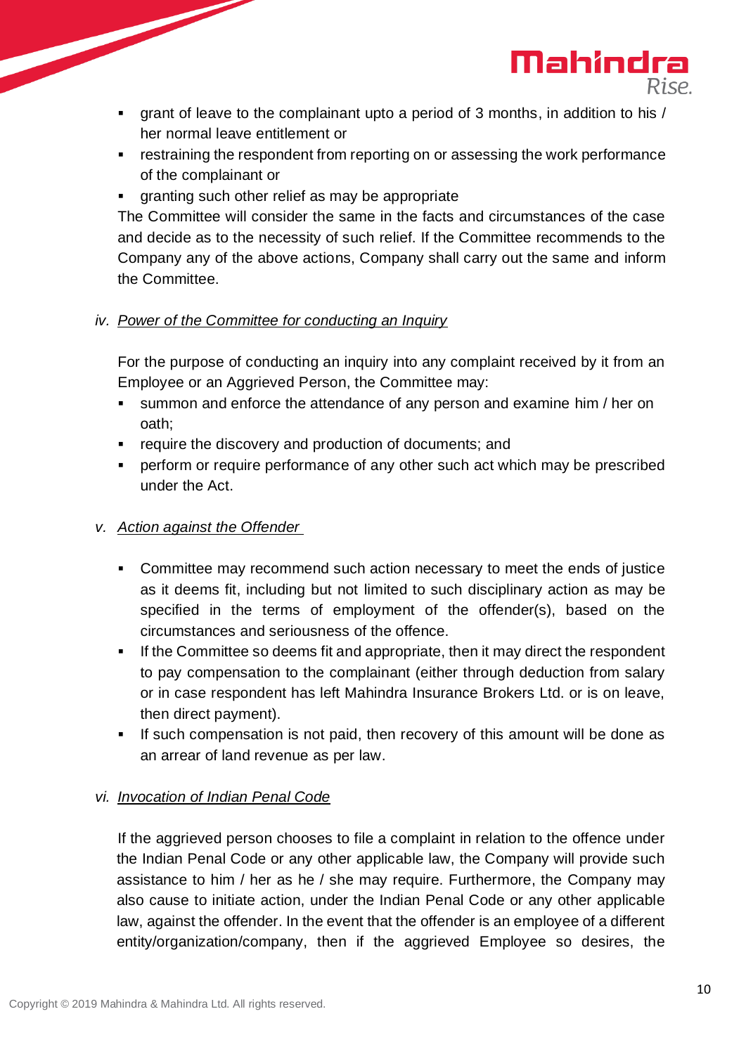- grant of leave to the complainant upto a period of 3 months, in addition to his / her normal leave entitlement or
- restraining the respondent from reporting on or assessing the work performance of the complainant or
- granting such other relief as may be appropriate

The Committee will consider the same in the facts and circumstances of the case and decide as to the necessity of such relief. If the Committee recommends to the Company any of the above actions, Company shall carry out the same and inform the Committee.

iv. *Power of the Committee for conducting an Inquiry*

For the purpose of conducting an inquiry into any complaint received by it from an Employee or an Aggrieved Person, the Committee may:

- summon and enforce the attendance of any person and examine him / her on oath;
- require the discovery and production of documents; and
- perform or require performance of any other such act which may be prescribed under the Act.

v. *Action against the Offender*

- Committee may recommend such action necessary to meet the ends of justice as it deems fit, including but not limited to such disciplinary action as may be specified in the terms of employment of the offender(s), based on the circumstances and seriousness of the offence.
- If the Committee so deems fit and appropriate, then it may direct the respondent to pay compensation to the complainant (either through deduction from salary or in case respondent has left Mahindra Insurance Brokers Ltd. or is on leave, then direct payment).
- If such compensation is not paid, then recovery of this amount will be done as an arrear of land revenue as per law.

vi. *Invocation of Indian Penal Code*

If the aggrieved person chooses to file a complaint in relation to the offence under the Indian Penal Code or any other applicable law, the Company will provide such assistance to him / her as he / she may require. Furthermore, the Company may also cause to initiate action, under the Indian Penal Code or any other applicable law, against the offender. In the event that the offender is an employee of a different entity/organization/company, then if the aggrieved Employee so desires, the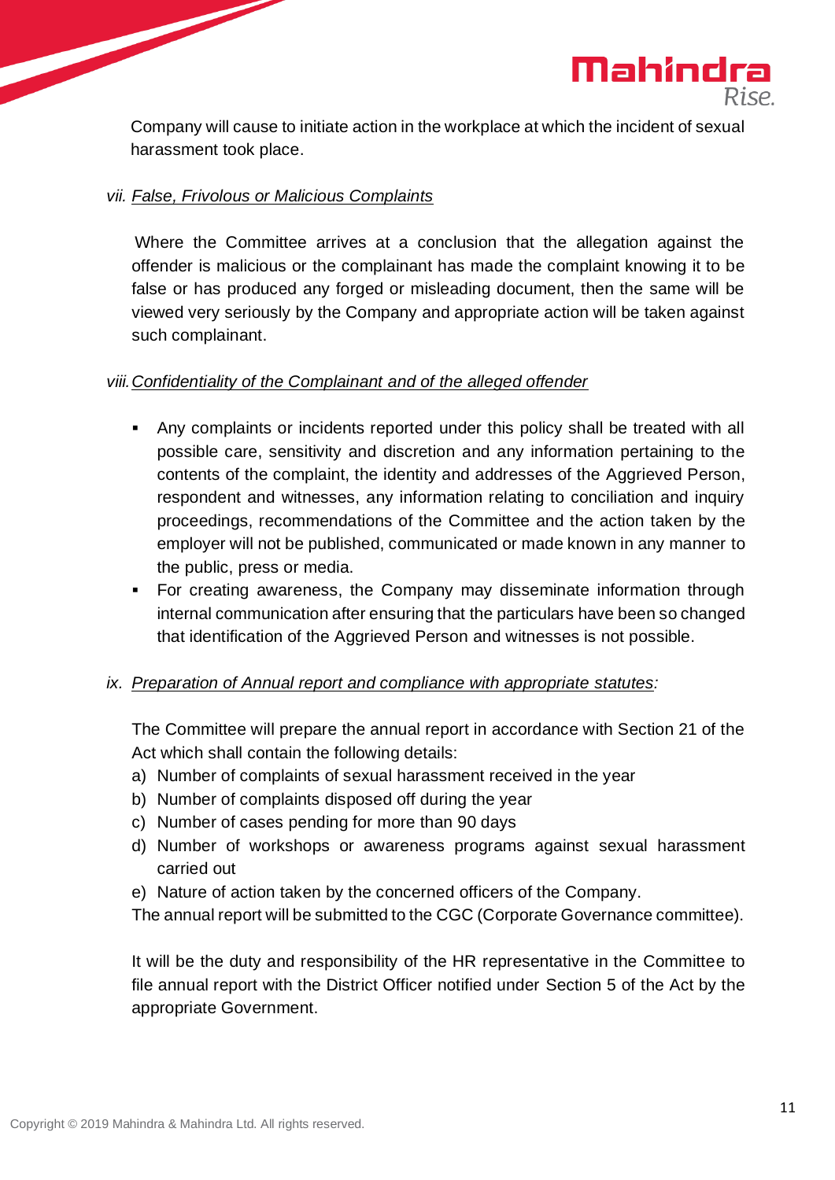Company will cause to initiate action in the workplace at which the incident of sexual harassment took place.

*vii. False, Frivolous or Malicious Complaints*

Where the Committee arrives at a conclusion that the allegation against the offender is malicious or the complainant has made the complaint knowing it to be false or has produced any forged or misleading document, then the same will be viewed very seriously by the Company and appropriate action will be taken against such complainant.

*viii. Confidentiality of the Complainant and of the alleged offender*

- Any complaints or incidents reported under this policy shall be treated with all possible care, sensitivity and discretion and any information pertaining to the contents of the complaint, the identity and addresses of the Aggrieved Person, respondent and witnesses, any information relating to conciliation and inquiry proceedings, recommendations of the Committee and the action taken by the employer will not be published, communicated or made known in any manner to the public, press or media.
- For creating awareness, the Company may disseminate information through internal communication after ensuring that the particulars have been so changed that identification of the Aggrieved Person and witnesses is not possible.

*ix. Preparation of Annual report and compliance with appropriate statutes:*

The Committee will prepare the annual report in accordance with Section 21 of the Act which shall contain the following details:

a) Number of complaints of sexual harassment received in the year
b) Number of complaints disposed off during the year
c) Number of cases pending for more than 90 days
d) Number of workshops or awareness programs against sexual harassment carried out
e) Nature of action taken by the concerned officers of the Company.

The annual report will be submitted to the CGC (Corporate Governance committee).

It will be the duty and responsibility of the HR representative in the Committee to file annual report with the District Officer notified under Section 5 of the Act by the appropriate Government.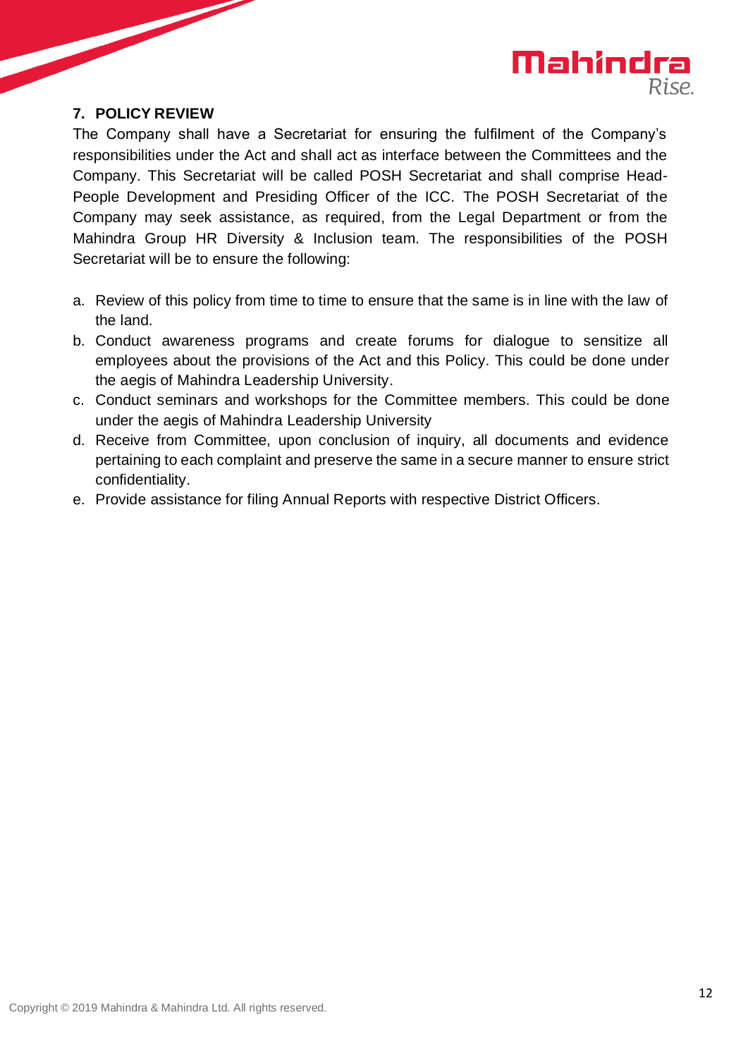## 7. POLICY REVIEW

The Company shall have a Secretariat for ensuring the fulfilment of the Company's responsibilities under the Act and shall act as interface between the Committees and the Company. This Secretariat will be called POSH Secretariat and shall comprise Head-People Development and Presiding Officer of the ICC. The POSH Secretariat of the Company may seek assistance, as required, from the Legal Department or from the Mahindra Group HR Diversity & Inclusion team. The responsibilities of the POSH Secretariat will be to ensure the following:

a. Review of this policy from time to time to ensure that the same is in line with the law of the land.
b. Conduct awareness programs and create forums for dialogue to sensitize all employees about the provisions of the Act and this Policy. This could be done under the aegis of Mahindra Leadership University.
c. Conduct seminars and workshops for the Committee members. This could be done under the aegis of Mahindra Leadership University
d. Receive from Committee, upon conclusion of inquiry, all documents and evidence pertaining to each complaint and preserve the same in a secure manner to ensure strict confidentiality.
e. Provide assistance for filing Annual Reports with respective District Officers.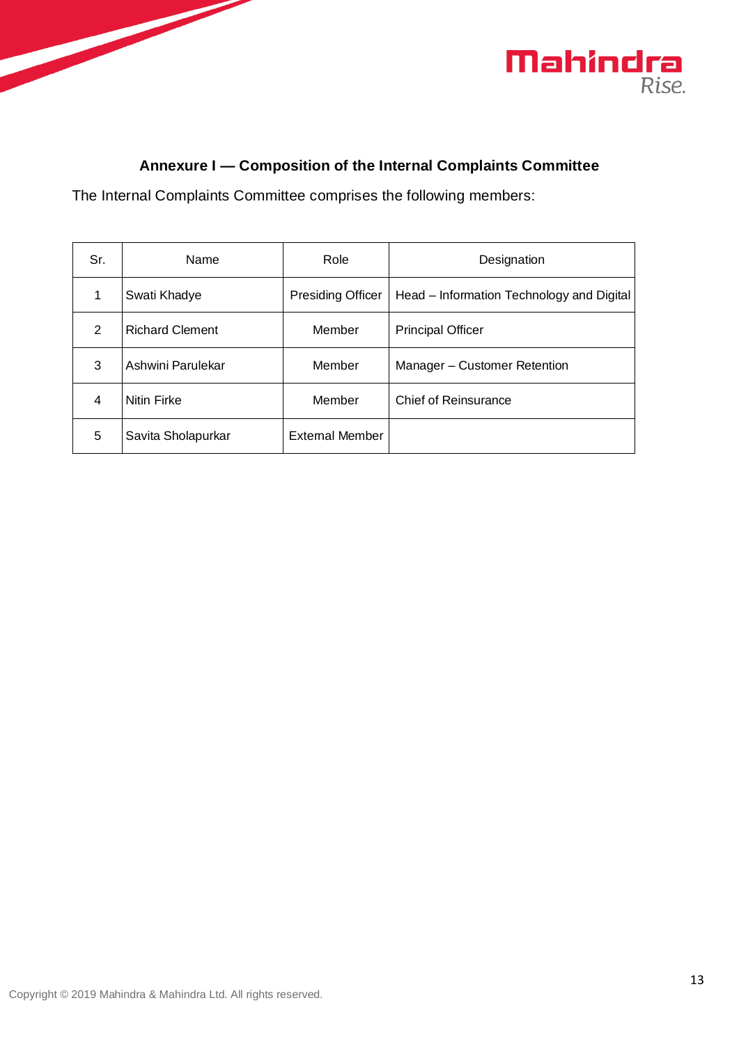## Annexure I — Composition of the Internal Complaints Committee

The Internal Complaints Committee comprises the following members:

| Sr. | Name | Role | Designation |
|---|---|---|---|
| 1 | Swati Khadye | Presiding Officer | Head – Information Technology and Digital |
| 2 | Richard Clement | Member | Principal Officer |
| 3 | Ashwini Parulekar | Member | Manager – Customer Retention |
| 4 | Nitin Firke | Member | Chief of Reinsurance |
| 5 | Savita Sholapurkar | External Member | |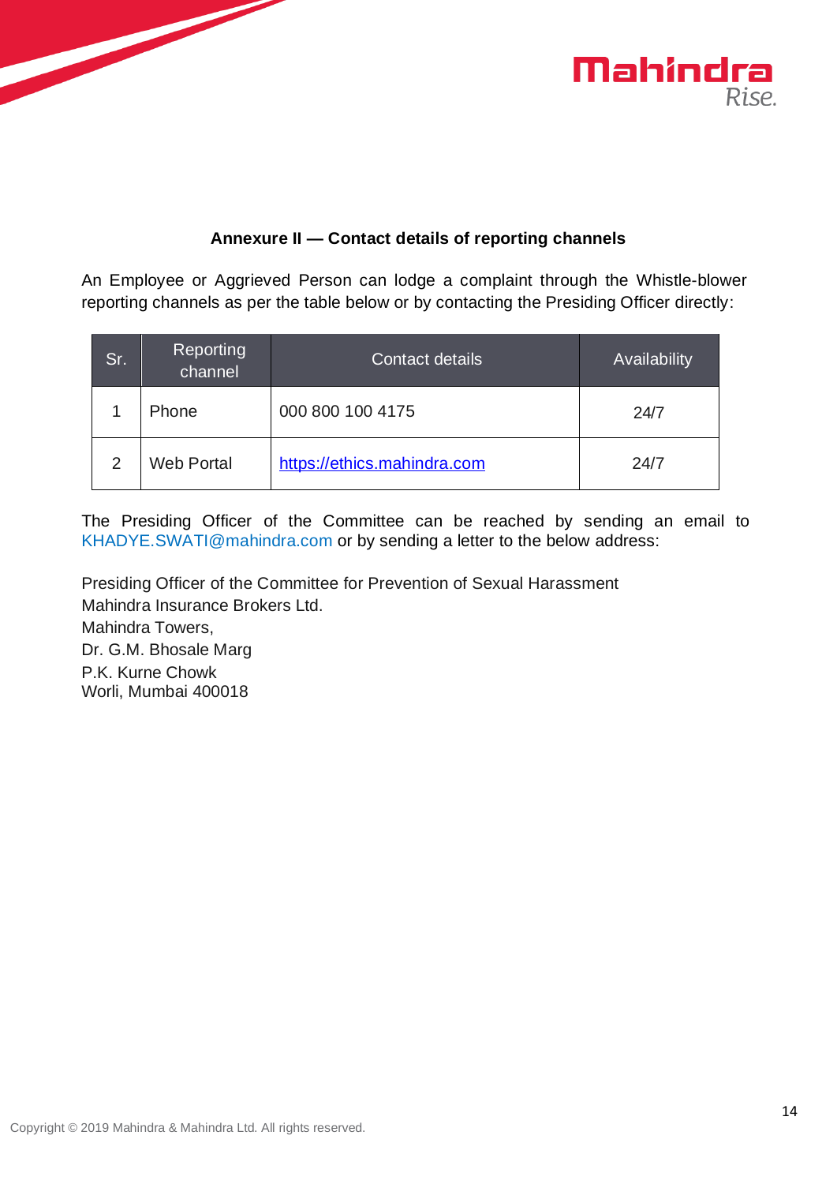## Annexure II — Contact details of reporting channels

An Employee or Aggrieved Person can lodge a complaint through the Whistle-blower reporting channels as per the table below or by contacting the Presiding Officer directly:

| Sr. | Reporting channel | Contact details | Availability |
|---|---|---|---|
| 1 | Phone | 000 800 100 4175 | 24/7 |
| 2 | Web Portal | https://ethics.mahindra.com | 24/7 |

The Presiding Officer of the Committee can be reached by sending an email to KHADYE.SWATI@mahindra.com or by sending a letter to the below address:

Presiding Officer of the Committee for Prevention of Sexual Harassment
Mahindra Insurance Brokers Ltd.
Mahindra Towers,
Dr. G.M. Bhosale Marg
P.K. Kurne Chowk
Worli, Mumbai 400018

Copyright © 2019 Mahindra & Mahindra Ltd. All rights reserved.